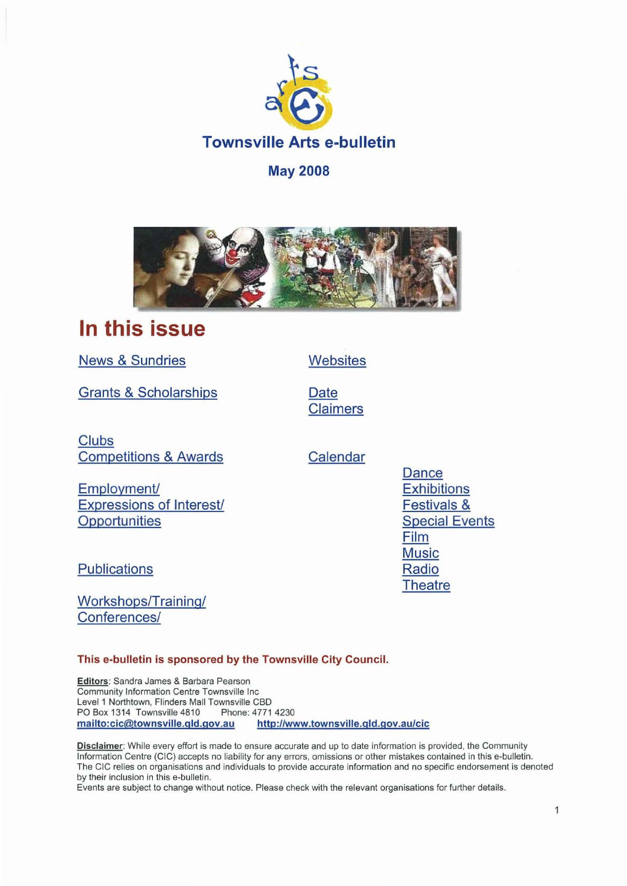# Townsville Arts e-bulletin

**May 2008**

## In this issue

News & Sundries

Grants & Scholarships

Clubs
Competitions & Awards

Employment/
Expressions of Interest/
Opportunities

Publications

Workshops/Training/
Conferences/

Websites

Date
Claimers

Calendar

- Dance
- Exhibitions
- Festivals &
  Special Events
- Film
- Music
- Radio
- Theatre

**This e-bulletin is sponsored by the Townsville City Council.**

**Editors**: Sandra James & Barbara Pearson
Community Information Centre Townsville Inc
Level 1 Northtown, Flinders Mall Townsville CBD
PO Box 1314 Townsville 4810 Phone: 4771 4230
**mailto:cic@townsville.qld.gov.au** **http://www.townsville.qld.gov.au/cic**

**Disclaimer**: While every effort is made to ensure accurate and up to date information is provided, the Community Information Centre (CIC) accepts no liability for any errors, omissions or other mistakes contained in this e-bulletin. The CIC relies on organisations and individuals to provide accurate information and no specific endorsement is denoted by their inclusion in this e-bulletin.
Events are subject to change without notice. Please check with the relevant organisations for further details.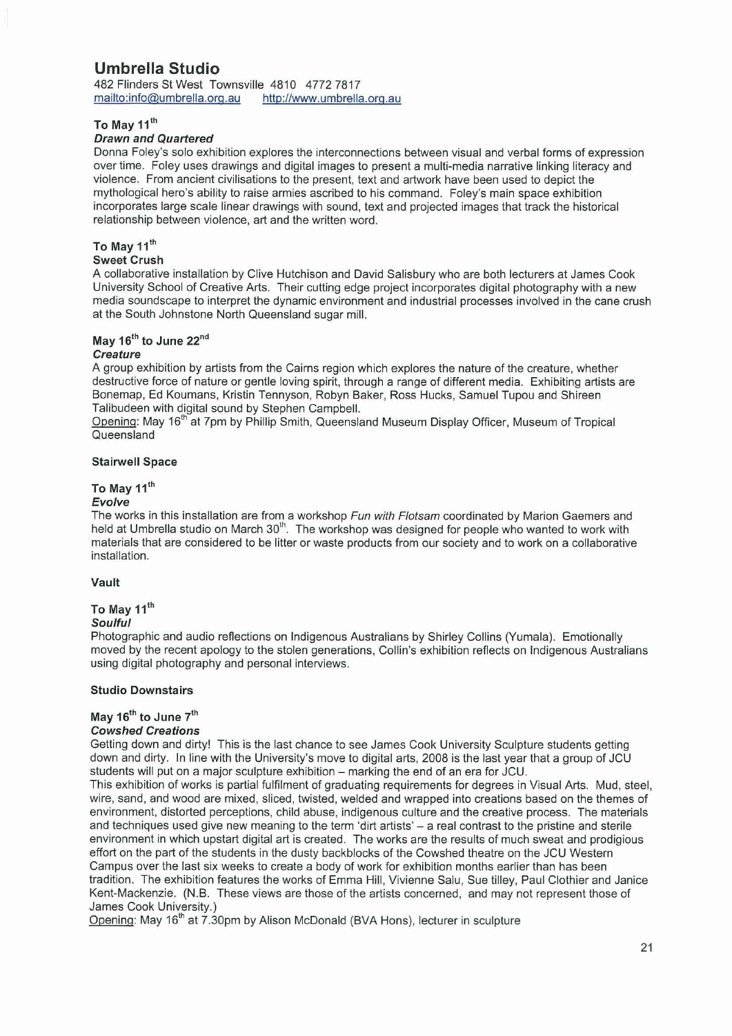## Umbrella Studio

482 Flinders St West Townsville 4810 4772 7817
mailto:info@umbrella.org.au http://www.umbrella.org.au

**To May 11th**
***Drawn and Quartered***
Donna Foley's solo exhibition explores the interconnections between visual and verbal forms of expression over time. Foley uses drawings and digital images to present a multi-media narrative linking literacy and violence. From ancient civilisations to the present, text and artwork have been used to depict the mythological hero's ability to raise armies ascribed to his command. Foley's main space exhibition incorporates large scale linear drawings with sound, text and projected images that track the historical relationship between violence, art and the written word.

**To May 11th**
**Sweet Crush**
A collaborative installation by Clive Hutchison and David Salisbury who are both lecturers at James Cook University School of Creative Arts. Their cutting edge project incorporates digital photography with a new media soundscape to interpret the dynamic environment and industrial processes involved in the cane crush at the South Johnstone North Queensland sugar mill.

**May 16th to June 22nd**
***Creature***
A group exhibition by artists from the Cairns region which explores the nature of the creature, whether destructive force of nature or gentle loving spirit, through a range of different media. Exhibiting artists are Bonemap, Ed Koumans, Kristin Tennyson, Robyn Baker, Ross Hucks, Samuel Tupou and Shireen Talibudeen with digital sound by Stephen Campbell.
Opening: May 16th at 7pm by Phillip Smith, Queensland Museum Display Officer, Museum of Tropical Queensland

**Stairwell Space**

**To May 11th**
***Evolve***
The works in this installation are from a workshop *Fun with Flotsam* coordinated by Marion Gaemers and held at Umbrella studio on March 30th. The workshop was designed for people who wanted to work with materials that are considered to be litter or waste products from our society and to work on a collaborative installation.

**Vault**

**To May 11th**
***Soulful***
Photographic and audio reflections on Indigenous Australians by Shirley Collins (Yumala). Emotionally moved by the recent apology to the stolen generations, Collin's exhibition reflects on Indigenous Australians using digital photography and personal interviews.

**Studio Downstairs**

**May 16th to June 7th**
***Cowshed Creations***
Getting down and dirty! This is the last chance to see James Cook University Sculpture students getting down and dirty. In line with the University's move to digital arts, 2008 is the last year that a group of JCU students will put on a major sculpture exhibition – marking the end of an era for JCU.
This exhibition of works is partial fulfilment of graduating requirements for degrees in Visual Arts. Mud, steel, wire, sand, and wood are mixed, sliced, twisted, welded and wrapped into creations based on the themes of environment, distorted perceptions, child abuse, indigenous culture and the creative process. The materials and techniques used give new meaning to the term 'dirt artists' – a real contrast to the pristine and sterile environment in which upstart digital art is created. The works are the results of much sweat and prodigious effort on the part of the students in the dusty backblocks of the Cowshed theatre on the JCU Western Campus over the last six weeks to create a body of work for exhibition months earlier than has been tradition. The exhibition features the works of Emma Hill, Vivienne Salu, Sue tilley, Paul Clothier and Janice Kent-Mackenzie. (N.B. These views are those of the artists concerned, and may not represent those of James Cook University.)
Opening: May 16th at 7.30pm by Alison McDonald (BVA Hons), lecturer in sculpture